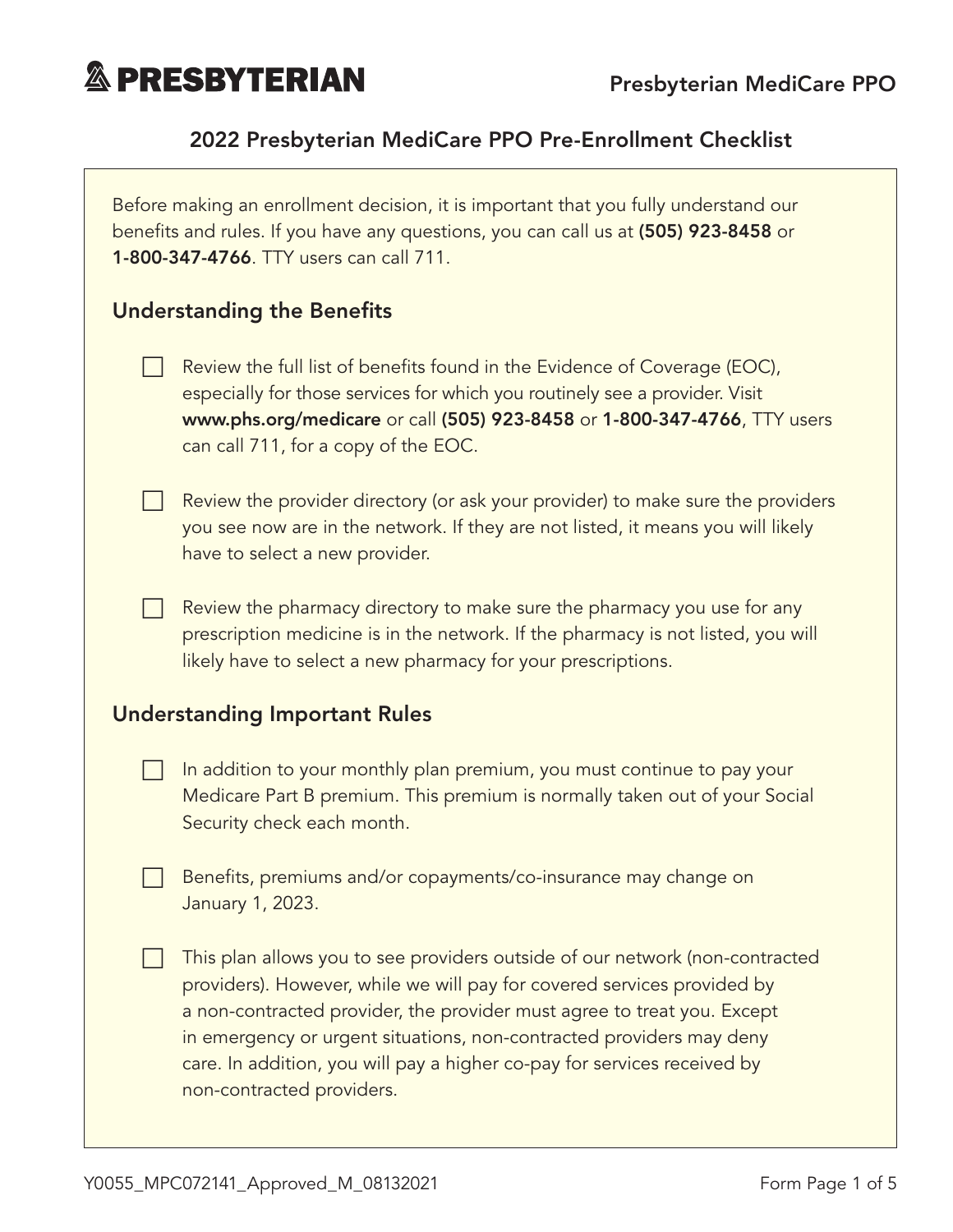**PRESBYTERIAN** Presbyterian MediCare PPO

# 2022 Presbyterian MediCare PPO Pre-Enrollment Checklist

Before making an enrollment decision, it is important that you fully understand our benefits and rules. If you have any questions, you can call us at **(505) 923-8458** or **1-800-347-4766**. TTY users can call 711.

## Understanding the Benefits

- ☐ Review the full list of benefits found in the Evidence of Coverage (EOC), especially for those services for which you routinely see a provider. Visit **www.phs.org/medicare** or call **(505) 923-8458** or **1-800-347-4766**, TTY users can call 711, for a copy of the EOC.
- ☐ Review the provider directory (or ask your provider) to make sure the providers you see now are in the network. If they are not listed, it means you will likely have to select a new provider.
- ☐ Review the pharmacy directory to make sure the pharmacy you use for any prescription medicine is in the network. If the pharmacy is not listed, you will likely have to select a new pharmacy for your prescriptions.

## Understanding Important Rules

- ☐ In addition to your monthly plan premium, you must continue to pay your Medicare Part B premium. This premium is normally taken out of your Social Security check each month.
- ☐ Benefits, premiums and/or copayments/co-insurance may change on January 1, 2023.
- ☐ This plan allows you to see providers outside of our network (non-contracted providers). However, while we will pay for covered services provided by a non-contracted provider, the provider must agree to treat you. Except in emergency or urgent situations, non-contracted providers may deny care. In addition, you will pay a higher co-pay for services received by non-contracted providers.

Y0055_MPC072141_Approved_M_08132021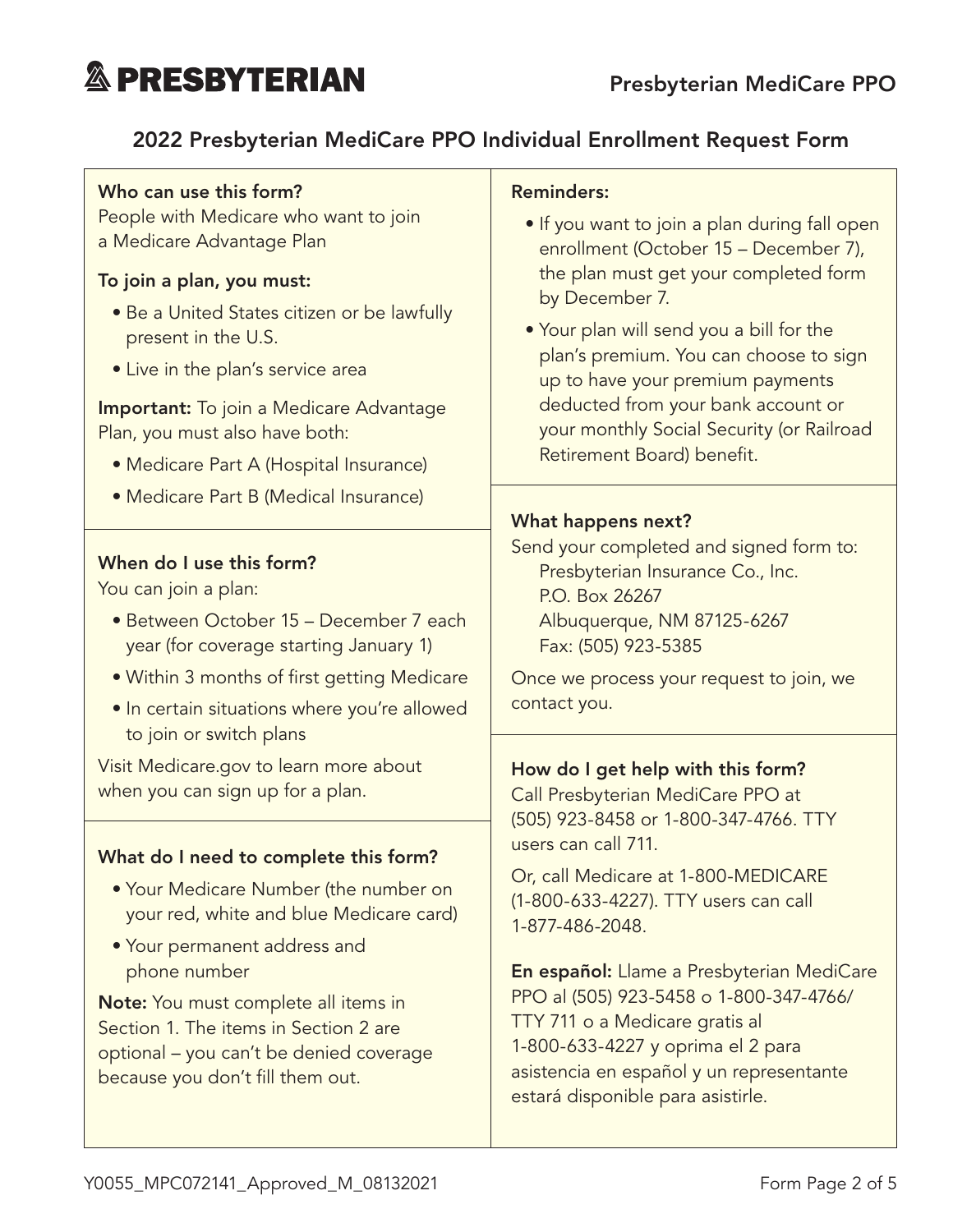# 2022 Presbyterian MediCare PPO Individual Enrollment Request Form

**Who can use this form?**
People with Medicare who want to join a Medicare Advantage Plan

**To join a plan, you must:**

- Be a United States citizen or be lawfully present in the U.S.
- Live in the plan's service area

**Important:** To join a Medicare Advantage Plan, you must also have both:

- Medicare Part A (Hospital Insurance)
- Medicare Part B (Medical Insurance)

**When do I use this form?**
You can join a plan:

- Between October 15 – December 7 each year (for coverage starting January 1)
- Within 3 months of first getting Medicare
- In certain situations where you're allowed to join or switch plans

Visit Medicare.gov to learn more about when you can sign up for a plan.

**What do I need to complete this form?**

- Your Medicare Number (the number on your red, white and blue Medicare card)
- Your permanent address and phone number

**Note:** You must complete all items in Section 1. The items in Section 2 are optional – you can't be denied coverage because you don't fill them out.

**Reminders:**

- If you want to join a plan during fall open enrollment (October 15 – December 7), the plan must get your completed form by December 7.
- Your plan will send you a bill for the plan's premium. You can choose to sign up to have your premium payments deducted from your bank account or your monthly Social Security (or Railroad Retirement Board) benefit.

**What happens next?**
Send your completed and signed form to:

Presbyterian Insurance Co., Inc.
P.O. Box 26267
Albuquerque, NM 87125-6267
Fax: (505) 923-5385

Once we process your request to join, we contact you.

**How do I get help with this form?**
Call Presbyterian MediCare PPO at (505) 923-8458 or 1-800-347-4766. TTY users can call 711.

Or, call Medicare at 1-800-MEDICARE (1-800-633-4227). TTY users can call 1-877-486-2048.

**En español:** Llame a Presbyterian MediCare PPO al (505) 923-5458 o 1-800-347-4766/ TTY 711 o a Medicare gratis al 1-800-633-4227 y oprima el 2 para asistencia en español y un representante estará disponible para asistirle.

Y0055_MPC072141_Approved_M_08132021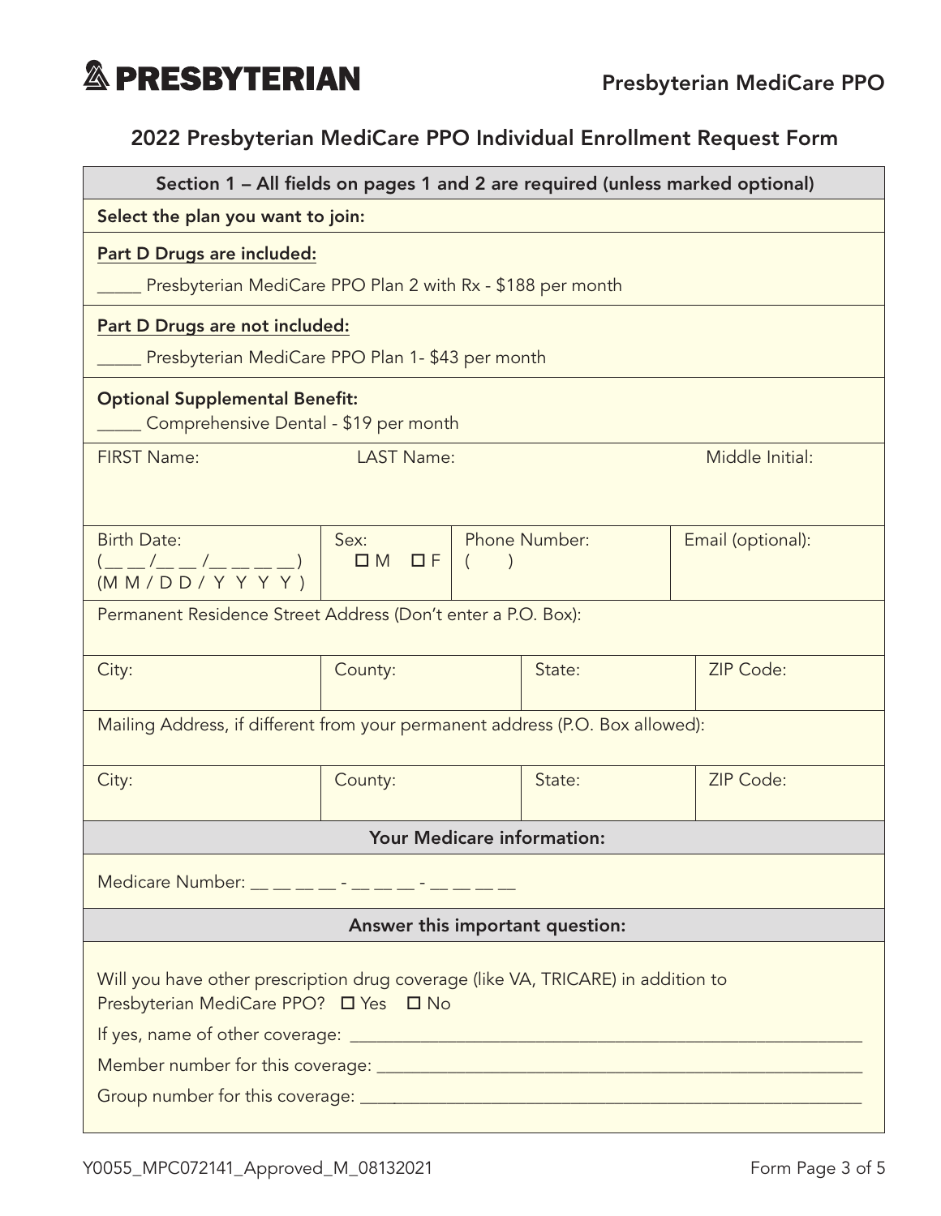# PRESBYTERIAN

**Presbyterian MediCare PPO**

## 2022 Presbyterian MediCare PPO Individual Enrollment Request Form

**Section 1 – All fields on pages 1 and 2 are required (unless marked optional)**

**Select the plan you want to join:**

**Part D Drugs are included:**

_____ Presbyterian MediCare PPO Plan 2 with Rx - $188 per month

**Part D Drugs are not included:**

_____ Presbyterian MediCare PPO Plan 1- $43 per month

**Optional Supplemental Benefit:**

_____ Comprehensive Dental - $19 per month

| FIRST Name: | LAST Name: | Middle Initial: |
|---|---|---|
| | | |

| Birth Date: (__ __/__ __/__ __ __ __) (M M / D D / Y Y Y Y) | Sex: ☐ M ☐ F | Phone Number: (    ) | Email (optional): |
|---|---|---|---|

Permanent Residence Street Address (Don't enter a P.O. Box):

| City: | County: | State: | ZIP Code: |
|---|---|---|---|
| | | | |

Mailing Address, if different from your permanent address (P.O. Box allowed):

| City: | County: | State: | ZIP Code: |
|---|---|---|---|
| | | | |

**Your Medicare information:**

Medicare Number: __ __ __ __ - __ __ __ - __ __ __ __

**Answer this important question:**

Will you have other prescription drug coverage (like VA, TRICARE) in addition to Presbyterian MediCare PPO? ☐ Yes ☐ No

If yes, name of other coverage: ____________________________________________

Member number for this coverage: __________________________________________

Group number for this coverage: ___________________________________________

Y0055_MPC072141_Approved_M_08132021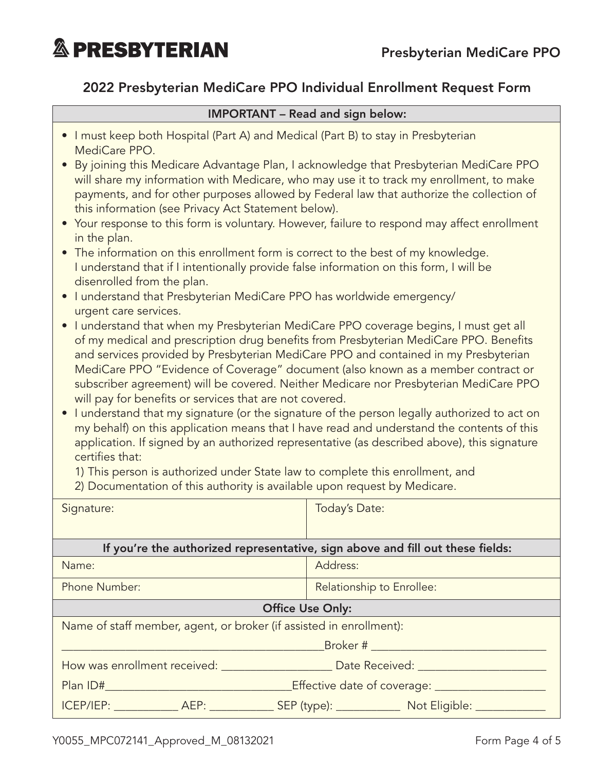# 2022 Presbyterian MediCare PPO Individual Enrollment Request Form

**IMPORTANT – Read and sign below:**

- I must keep both Hospital (Part A) and Medical (Part B) to stay in Presbyterian MediCare PPO.
- By joining this Medicare Advantage Plan, I acknowledge that Presbyterian MediCare PPO will share my information with Medicare, who may use it to track my enrollment, to make payments, and for other purposes allowed by Federal law that authorize the collection of this information (see Privacy Act Statement below).
- Your response to this form is voluntary. However, failure to respond may affect enrollment in the plan.
- The information on this enrollment form is correct to the best of my knowledge. I understand that if I intentionally provide false information on this form, I will be disenrolled from the plan.
- I understand that Presbyterian MediCare PPO has worldwide emergency/ urgent care services.
- I understand that when my Presbyterian MediCare PPO coverage begins, I must get all of my medical and prescription drug benefits from Presbyterian MediCare PPO. Benefits and services provided by Presbyterian MediCare PPO and contained in my Presbyterian MediCare PPO "Evidence of Coverage" document (also known as a member contract or subscriber agreement) will be covered. Neither Medicare nor Presbyterian MediCare PPO will pay for benefits or services that are not covered.
- I understand that my signature (or the signature of the person legally authorized to act on my behalf) on this application means that I have read and understand the contents of this application. If signed by an authorized representative (as described above), this signature certifies that:
  1) This person is authorized under State law to complete this enrollment, and
  2) Documentation of this authority is available upon request by Medicare.

| Signature: | Today's Date: |
|---|---|

**If you're the authorized representative, sign above and fill out these fields:**

| Name: | Address: |
|---|---|
| Phone Number: | Relationship to Enrollee: |

**Office Use Only:**

Name of staff member, agent, or broker (if assisted in enrollment):

_______________________________________ Broker # ___________________________

How was enrollment received: ________________ Date Received: ___________________

Plan ID#___________________________ Effective date of coverage: ________________

ICEP/IEP: __________ AEP: __________ SEP (type): __________ Not Eligible: ___________

Y0055_MPC072141_Approved_M_08132021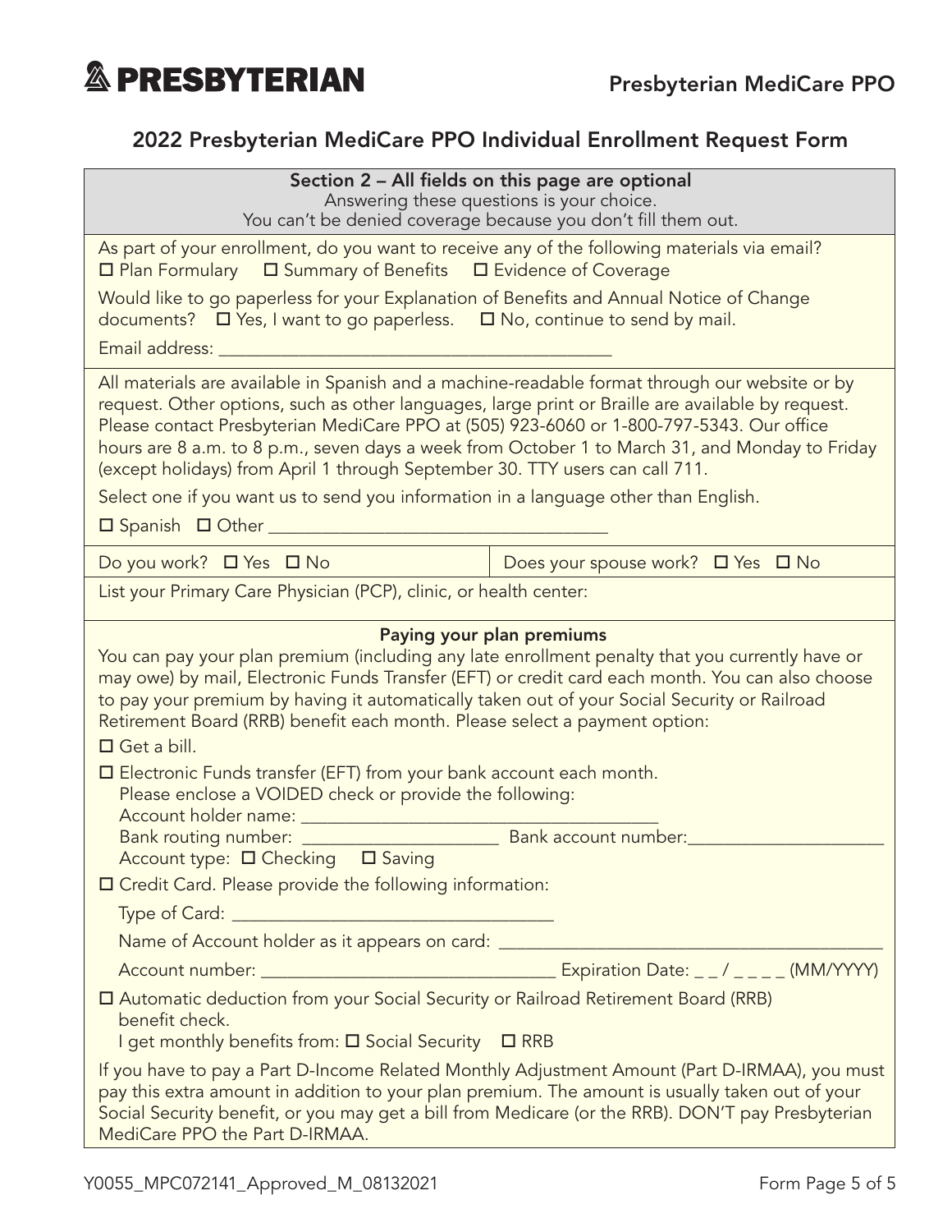# 2022 Presbyterian MediCare PPO Individual Enrollment Request Form

## Section 2 – All fields on this page are optional

Answering these questions is your choice.
You can't be denied coverage because you don't fill them out.

As part of your enrollment, do you want to receive any of the following materials via email?
☐ Plan Formulary ☐ Summary of Benefits ☐ Evidence of Coverage

Would like to go paperless for your Explanation of Benefits and Annual Notice of Change documents? ☐ Yes, I want to go paperless. ☐ No, continue to send by mail.

Email address: ____________________________________________

All materials are available in Spanish and a machine-readable format through our website or by request. Other options, such as other languages, large print or Braille are available by request. Please contact Presbyterian MediCare PPO at (505) 923-6060 or 1-800-797-5343. Our office hours are 8 a.m. to 8 p.m., seven days a week from October 1 to March 31, and Monday to Friday (except holidays) from April 1 through September 30. TTY users can call 711.

Select one if you want us to send you information in a language other than English.

☐ Spanish ☐ Other ____________________________________

Do you work? ☐ Yes ☐ No

Does your spouse work? ☐ Yes ☐ No

List your Primary Care Physician (PCP), clinic, or health center:

### Paying your plan premiums

You can pay your plan premium (including any late enrollment penalty that you currently have or may owe) by mail, Electronic Funds Transfer (EFT) or credit card each month. You can also choose to pay your premium by having it automatically taken out of your Social Security or Railroad Retirement Board (RRB) benefit each month. Please select a payment option:

☐ Get a bill.

☐ Electronic Funds transfer (EFT) from your bank account each month.
Please enclose a VOIDED check or provide the following:
Account holder name: ______________________________________
Bank routing number: ____________________ Bank account number:____________________
Account type: ☐ Checking ☐ Saving

☐ Credit Card. Please provide the following information:

Type of Card: __________________________________

Name of Account holder as it appears on card: ______________________________________

Account number: _______________________________ Expiration Date: _ _ / _ _ _ _ (MM/YYYY)

☐ Automatic deduction from your Social Security or Railroad Retirement Board (RRB) benefit check.
I get monthly benefits from: ☐ Social Security ☐ RRB

If you have to pay a Part D-Income Related Monthly Adjustment Amount (Part D-IRMAA), you must pay this extra amount in addition to your plan premium. The amount is usually taken out of your Social Security benefit, or you may get a bill from Medicare (or the RRB). DON'T pay Presbyterian MediCare PPO the Part D-IRMAA.

Y0055_MPC072141_Approved_M_08132021